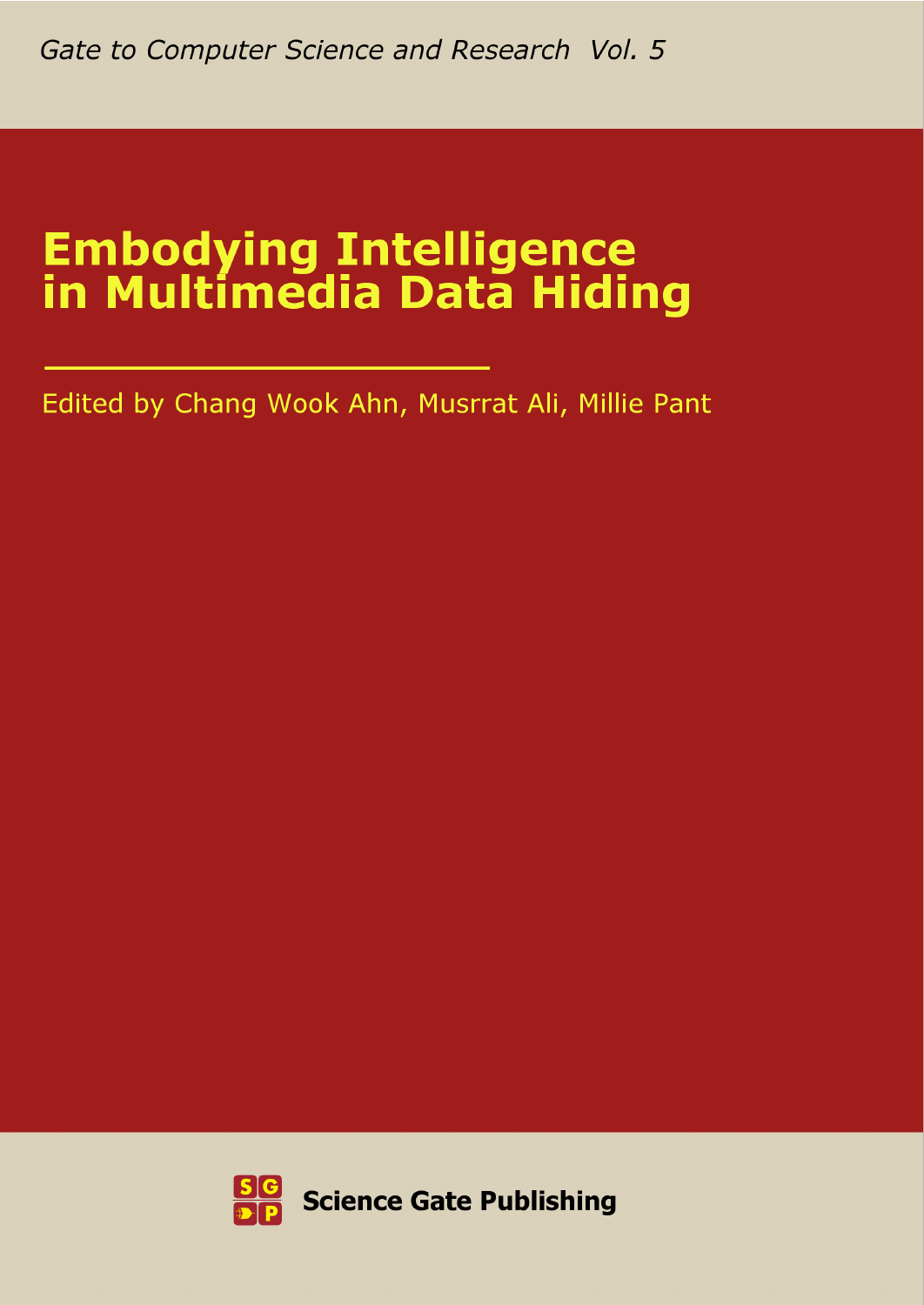*Gate to Computer Science and Research Vol. 5*

# Embodying Intelligence in Multimedia Data Hiding

Edited by Chang Wook Ahn, Musrrat Ali, Millie Pant

**Science Gate Publishing**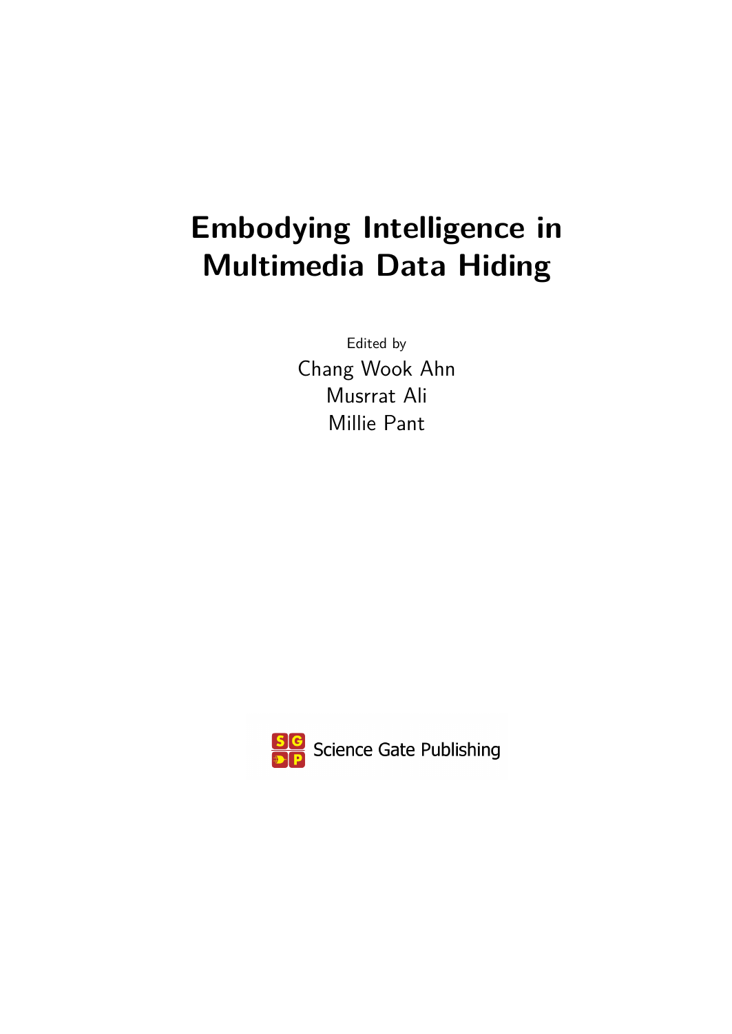# Embodying Intelligence in Multimedia Data Hiding

Edited by

Chang Wook Ahn

Musrrat Ali

Millie Pant

Science Gate Publishing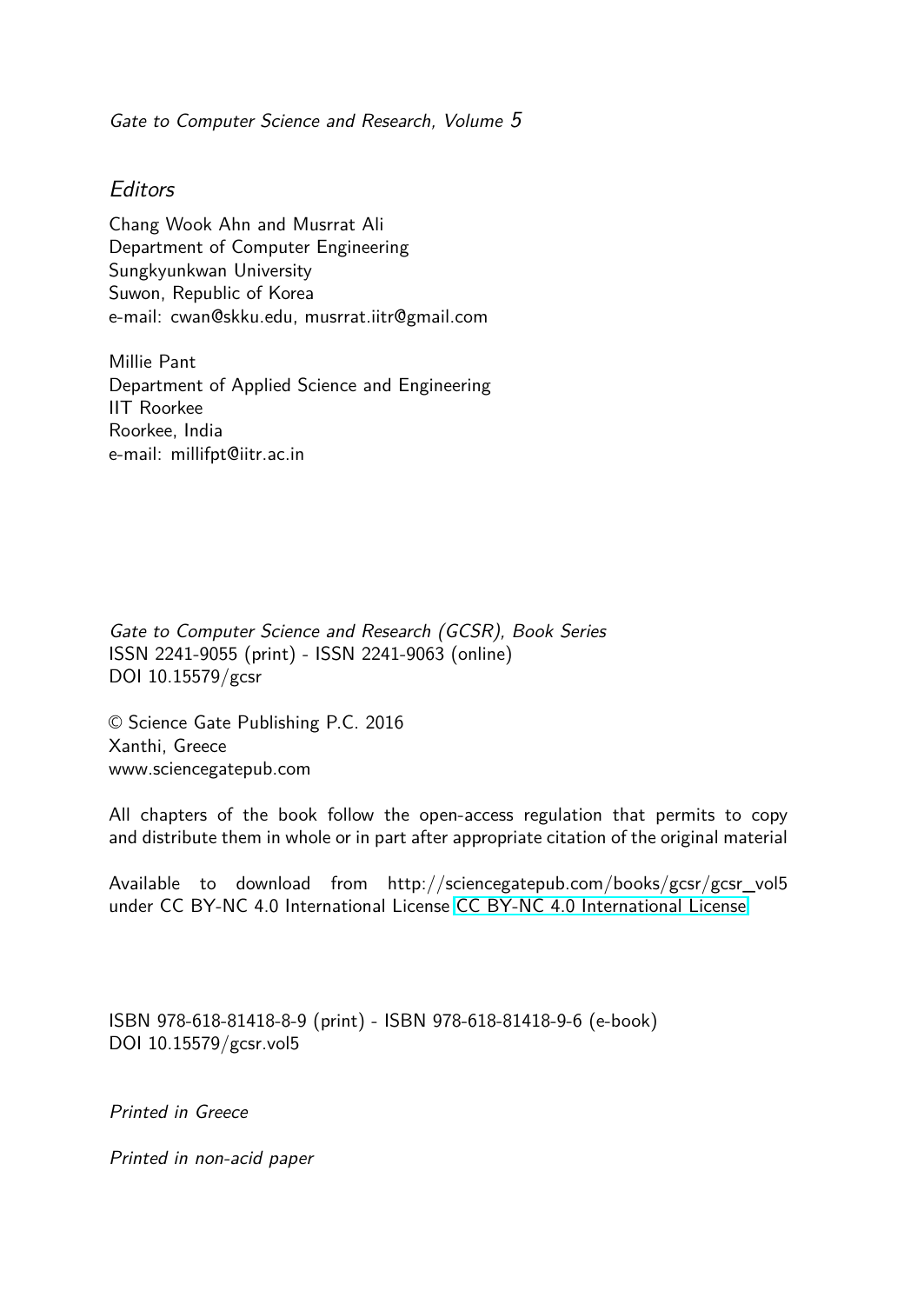*Gate to Computer Science and Research, Volume 5*

*Editors*

Chang Wook Ahn and Musrrat Ali
Department of Computer Engineering
Sungkyunkwan University
Suwon, Republic of Korea
e-mail: cwan@skku.edu, musrrat.iitr@gmail.com

Millie Pant
Department of Applied Science and Engineering
IIT Roorkee
Roorkee, India
e-mail: millifpt@iitr.ac.in

*Gate to Computer Science and Research (GCSR), Book Series*
ISSN 2241-9055 (print) - ISSN 2241-9063 (online)
DOI 10.15579/gcsr

© Science Gate Publishing P.C. 2016
Xanthi, Greece
www.sciencegatepub.com

All chapters of the book follow the open-access regulation that permits to copy and distribute them in whole or in part after appropriate citation of the original material

Available to download from http://sciencegatepub.com/books/gcsr/gcsr_vol5 under CC BY-NC 4.0 International License CC BY-NC 4.0 International License

ISBN 978-618-81418-8-9 (print) - ISBN 978-618-81418-9-6 (e-book)
DOI 10.15579/gcsr.vol5

*Printed in Greece*

*Printed in non-acid paper*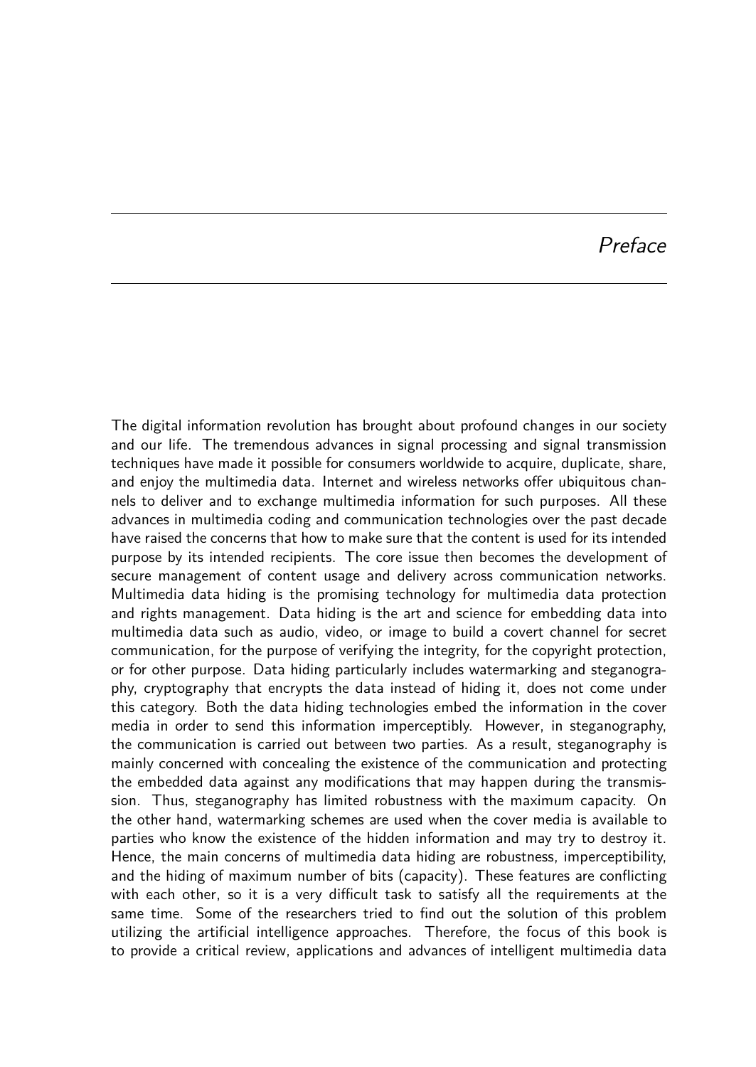# *Preface*

The digital information revolution has brought about profound changes in our society and our life. The tremendous advances in signal processing and signal transmission techniques have made it possible for consumers worldwide to acquire, duplicate, share, and enjoy the multimedia data. Internet and wireless networks offer ubiquitous channels to deliver and to exchange multimedia information for such purposes. All these advances in multimedia coding and communication technologies over the past decade have raised the concerns that how to make sure that the content is used for its intended purpose by its intended recipients. The core issue then becomes the development of secure management of content usage and delivery across communication networks. Multimedia data hiding is the promising technology for multimedia data protection and rights management. Data hiding is the art and science for embedding data into multimedia data such as audio, video, or image to build a covert channel for secret communication, for the purpose of verifying the integrity, for the copyright protection, or for other purpose. Data hiding particularly includes watermarking and steganography, cryptography that encrypts the data instead of hiding it, does not come under this category. Both the data hiding technologies embed the information in the cover media in order to send this information imperceptibly. However, in steganography, the communication is carried out between two parties. As a result, steganography is mainly concerned with concealing the existence of the communication and protecting the embedded data against any modifications that may happen during the transmission. Thus, steganography has limited robustness with the maximum capacity. On the other hand, watermarking schemes are used when the cover media is available to parties who know the existence of the hidden information and may try to destroy it. Hence, the main concerns of multimedia data hiding are robustness, imperceptibility, and the hiding of maximum number of bits (capacity). These features are conflicting with each other, so it is a very difficult task to satisfy all the requirements at the same time. Some of the researchers tried to find out the solution of this problem utilizing the artificial intelligence approaches. Therefore, the focus of this book is to provide a critical review, applications and advances of intelligent multimedia data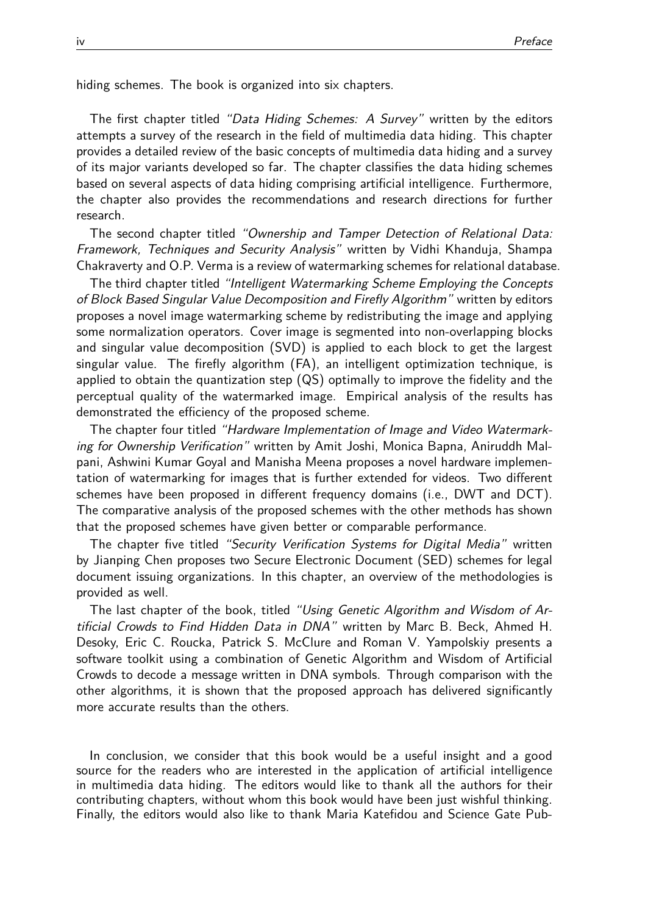hiding schemes. The book is organized into six chapters.

The first chapter titled *"Data Hiding Schemes: A Survey"* written by the editors attempts a survey of the research in the field of multimedia data hiding. This chapter provides a detailed review of the basic concepts of multimedia data hiding and a survey of its major variants developed so far. The chapter classifies the data hiding schemes based on several aspects of data hiding comprising artificial intelligence. Furthermore, the chapter also provides the recommendations and research directions for further research.

The second chapter titled *"Ownership and Tamper Detection of Relational Data: Framework, Techniques and Security Analysis"* written by Vidhi Khanduja, Shampa Chakraverty and O.P. Verma is a review of watermarking schemes for relational database.

The third chapter titled *"Intelligent Watermarking Scheme Employing the Concepts of Block Based Singular Value Decomposition and Firefly Algorithm"* written by editors proposes a novel image watermarking scheme by redistributing the image and applying some normalization operators. Cover image is segmented into non-overlapping blocks and singular value decomposition (SVD) is applied to each block to get the largest singular value. The firefly algorithm (FA), an intelligent optimization technique, is applied to obtain the quantization step (QS) optimally to improve the fidelity and the perceptual quality of the watermarked image. Empirical analysis of the results has demonstrated the efficiency of the proposed scheme.

The chapter four titled *"Hardware Implementation of Image and Video Watermarking for Ownership Verification"* written by Amit Joshi, Monica Bapna, Aniruddh Malpani, Ashwini Kumar Goyal and Manisha Meena proposes a novel hardware implementation of watermarking for images that is further extended for videos. Two different schemes have been proposed in different frequency domains (i.e., DWT and DCT). The comparative analysis of the proposed schemes with the other methods has shown that the proposed schemes have given better or comparable performance.

The chapter five titled *"Security Verification Systems for Digital Media"* written by Jianping Chen proposes two Secure Electronic Document (SED) schemes for legal document issuing organizations. In this chapter, an overview of the methodologies is provided as well.

The last chapter of the book, titled *"Using Genetic Algorithm and Wisdom of Artificial Crowds to Find Hidden Data in DNA"* written by Marc B. Beck, Ahmed H. Desoky, Eric C. Roucka, Patrick S. McClure and Roman V. Yampolskiy presents a software toolkit using a combination of Genetic Algorithm and Wisdom of Artificial Crowds to decode a message written in DNA symbols. Through comparison with the other algorithms, it is shown that the proposed approach has delivered significantly more accurate results than the others.

In conclusion, we consider that this book would be a useful insight and a good source for the readers who are interested in the application of artificial intelligence in multimedia data hiding. The editors would like to thank all the authors for their contributing chapters, without whom this book would have been just wishful thinking. Finally, the editors would also like to thank Maria Katefidou and Science Gate Pub-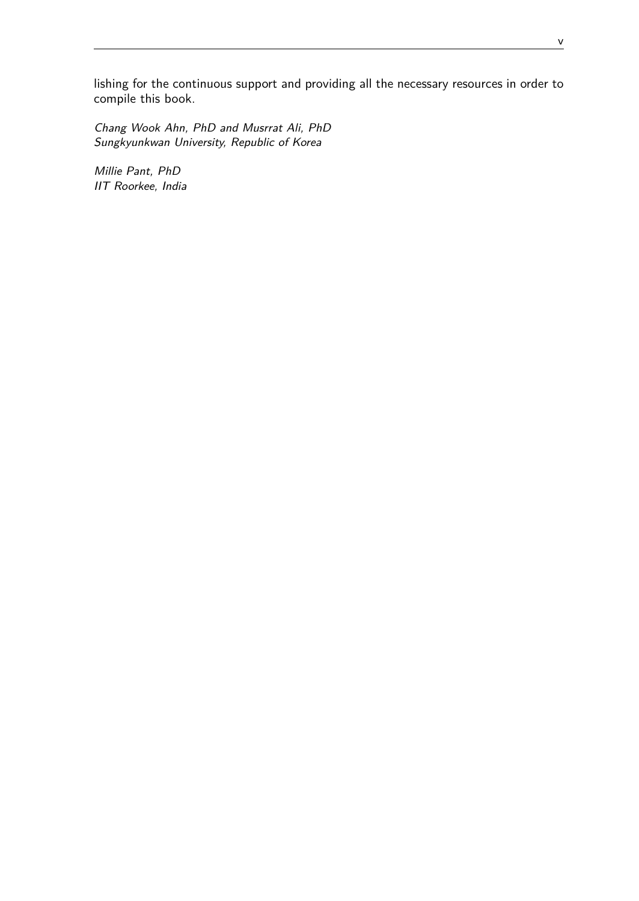lishing for the continuous support and providing all the necessary resources in order to compile this book.

*Chang Wook Ahn, PhD and Musrrat Ali, PhD*
*Sungkyunkwan University, Republic of Korea*

*Millie Pant, PhD*
*IIT Roorkee, India*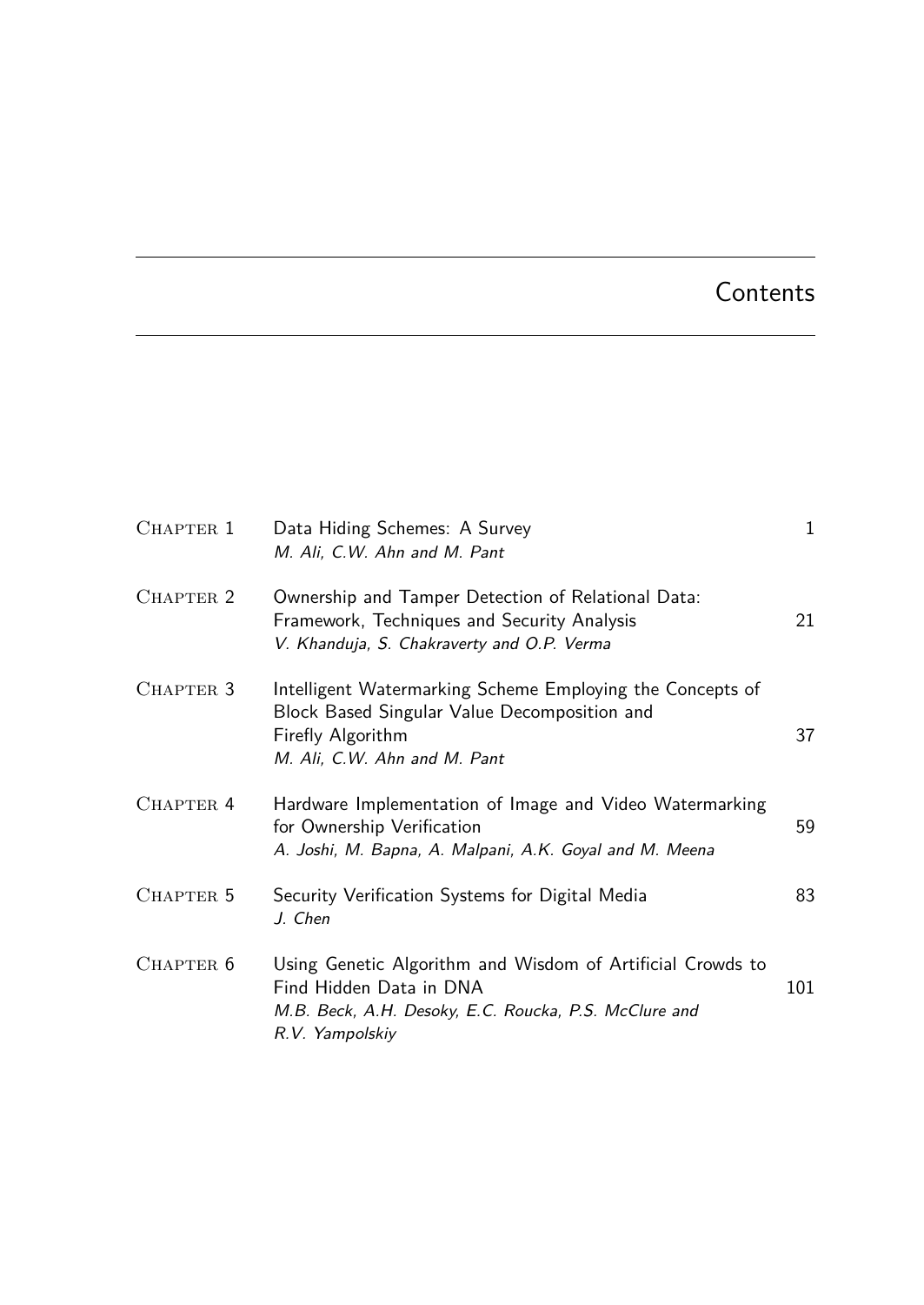# Contents

| | | |
|---|---|---|
| CHAPTER 1 | Data Hiding Schemes: A Survey<br>*M. Ali, C.W. Ahn and M. Pant* | 1 |
| CHAPTER 2 | Ownership and Tamper Detection of Relational Data: Framework, Techniques and Security Analysis<br>*V. Khanduja, S. Chakraverty and O.P. Verma* | 21 |
| CHAPTER 3 | Intelligent Watermarking Scheme Employing the Concepts of Block Based Singular Value Decomposition and Firefly Algorithm<br>*M. Ali, C.W. Ahn and M. Pant* | 37 |
| CHAPTER 4 | Hardware Implementation of Image and Video Watermarking for Ownership Verification<br>*A. Joshi, M. Bapna, A. Malpani, A.K. Goyal and M. Meena* | 59 |
| CHAPTER 5 | Security Verification Systems for Digital Media<br>*J. Chen* | 83 |
| CHAPTER 6 | Using Genetic Algorithm and Wisdom of Artificial Crowds to Find Hidden Data in DNA<br>*M.B. Beck, A.H. Desoky, E.C. Roucka, P.S. McClure and R.V. Yampolskiy* | 101 |